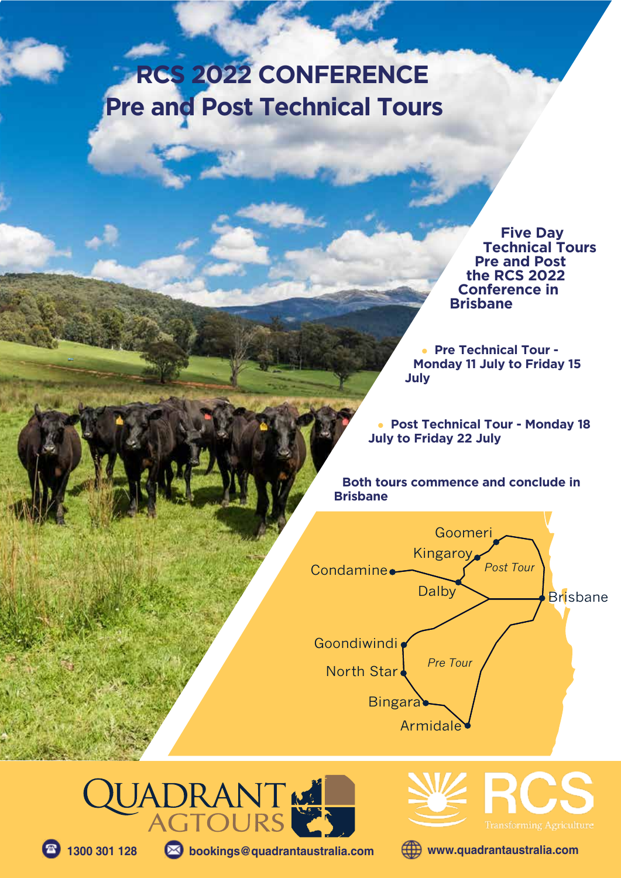# RCS 2022 CONFERENCE
# Pre and Post Technical Tours

**Five Day Technical Tours Pre and Post the RCS 2022 Conference in Brisbane**

- **Pre Technical Tour - Monday 11 July to Friday 15 July**
- **Post Technical Tour - Monday 18 July to Friday 22 July**

**Both tours commence and conclude in Brisbane**

Goomeri
Kingaroy
*Post Tour*
Condamine
Dalby
Brisbane
Goondiwindi
*Pre Tour*
North Star
Bingara
Armidale

QUADRANT AGTOURS

RCS Transforming Agriculture

1300 301 128 | bookings@quadrantaustralia.com | www.quadrantaustralia.com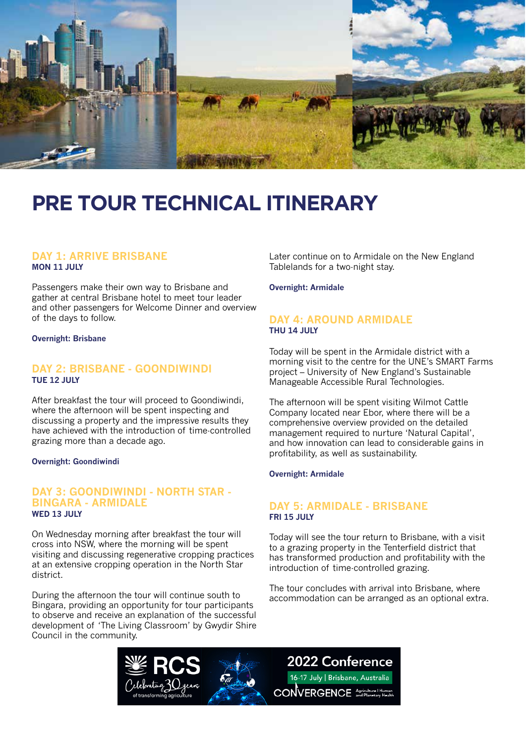# PRE TOUR TECHNICAL ITINERARY

## DAY 1: ARRIVE BRISBANE

**MON 11 JULY**

Passengers make their own way to Brisbane and gather at central Brisbane hotel to meet tour leader and other passengers for Welcome Dinner and overview of the days to follow.

**Overnight: Brisbane**

## DAY 2: BRISBANE - GOONDIWINDI

**TUE 12 JULY**

After breakfast the tour will proceed to Goondiwindi, where the afternoon will be spent inspecting and discussing a property and the impressive results they have achieved with the introduction of time-controlled grazing more than a decade ago.

**Overnight: Goondiwindi**

## DAY 3: GOONDIWINDI - NORTH STAR - BINGARA - ARMIDALE

**WED 13 JULY**

On Wednesday morning after breakfast the tour will cross into NSW, where the morning will be spent visiting and discussing regenerative cropping practices at an extensive cropping operation in the North Star district.

During the afternoon the tour will continue south to Bingara, providing an opportunity for tour participants to observe and receive an explanation of the successful development of 'The Living Classroom' by Gwydir Shire Council in the community.

Later continue on to Armidale on the New England Tablelands for a two-night stay.

**Overnight: Armidale**

## DAY 4: AROUND ARMIDALE

**THU 14 JULY**

Today will be spent in the Armidale district with a morning visit to the centre for the UNE's SMART Farms project – University of New England's Sustainable Manageable Accessible Rural Technologies.

The afternoon will be spent visiting Wilmot Cattle Company located near Ebor, where there will be a comprehensive overview provided on the detailed management required to nurture 'Natural Capital', and how innovation can lead to considerable gains in profitability, as well as sustainability.

**Overnight: Armidale**

## DAY 5: ARMIDALE - BRISBANE

**FRI 15 JULY**

Today will see the tour return to Brisbane, with a visit to a grazing property in the Tenterfield district that has transformed production and profitability with the introduction of time-controlled grazing.

The tour concludes with arrival into Brisbane, where accommodation can be arranged as an optional extra.

RCS Celebrating 30 years of transforming agriculture

2022 Conference
16-17 July | Brisbane, Australia
CONVERGENCE Agriculture | Human and Planetary Health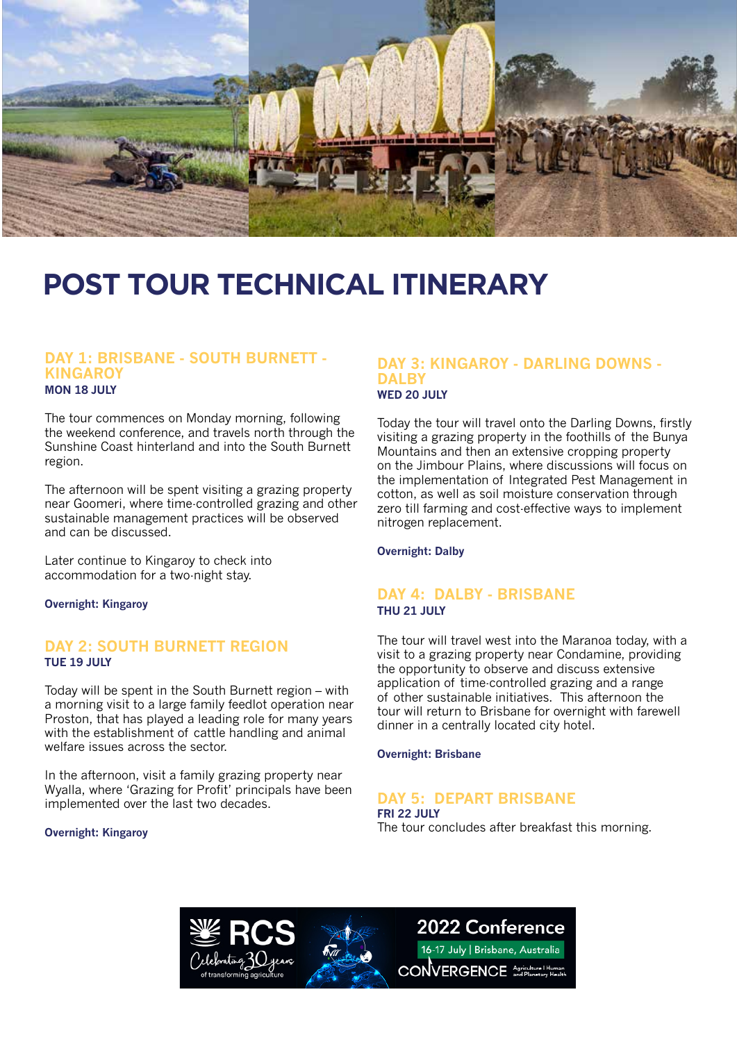# POST TOUR TECHNICAL ITINERARY

## DAY 1: BRISBANE - SOUTH BURNETT - KINGAROY

**MON 18 JULY**

The tour commences on Monday morning, following the weekend conference, and travels north through the Sunshine Coast hinterland and into the South Burnett region.

The afternoon will be spent visiting a grazing property near Goomeri, where time-controlled grazing and other sustainable management practices will be observed and can be discussed.

Later continue to Kingaroy to check into accommodation for a two-night stay.

**Overnight: Kingaroy**

## DAY 2: SOUTH BURNETT REGION

**TUE 19 JULY**

Today will be spent in the South Burnett region – with a morning visit to a large family feedlot operation near Proston, that has played a leading role for many years with the establishment of cattle handling and animal welfare issues across the sector.

In the afternoon, visit a family grazing property near Wyalla, where 'Grazing for Profit' principals have been implemented over the last two decades.

**Overnight: Kingaroy**

## DAY 3: KINGAROY - DARLING DOWNS - DALBY

**WED 20 JULY**

Today the tour will travel onto the Darling Downs, firstly visiting a grazing property in the foothills of the Bunya Mountains and then an extensive cropping property on the Jimbour Plains, where discussions will focus on the implementation of Integrated Pest Management in cotton, as well as soil moisture conservation through zero till farming and cost-effective ways to implement nitrogen replacement.

**Overnight: Dalby**

## DAY 4: DALBY - BRISBANE

**THU 21 JULY**

The tour will travel west into the Maranoa today, with a visit to a grazing property near Condamine, providing the opportunity to observe and discuss extensive application of time-controlled grazing and a range of other sustainable initiatives. This afternoon the tour will return to Brisbane for overnight with farewell dinner in a centrally located city hotel.

**Overnight: Brisbane**

## DAY 5: DEPART BRISBANE

**FRI 22 JULY**

The tour concludes after breakfast this morning.

RCS Celebrating 30 years of transforming agriculture

2022 Conference
16-17 July | Brisbane, Australia
CONVERGENCE Agriculture | Human and Planetary Health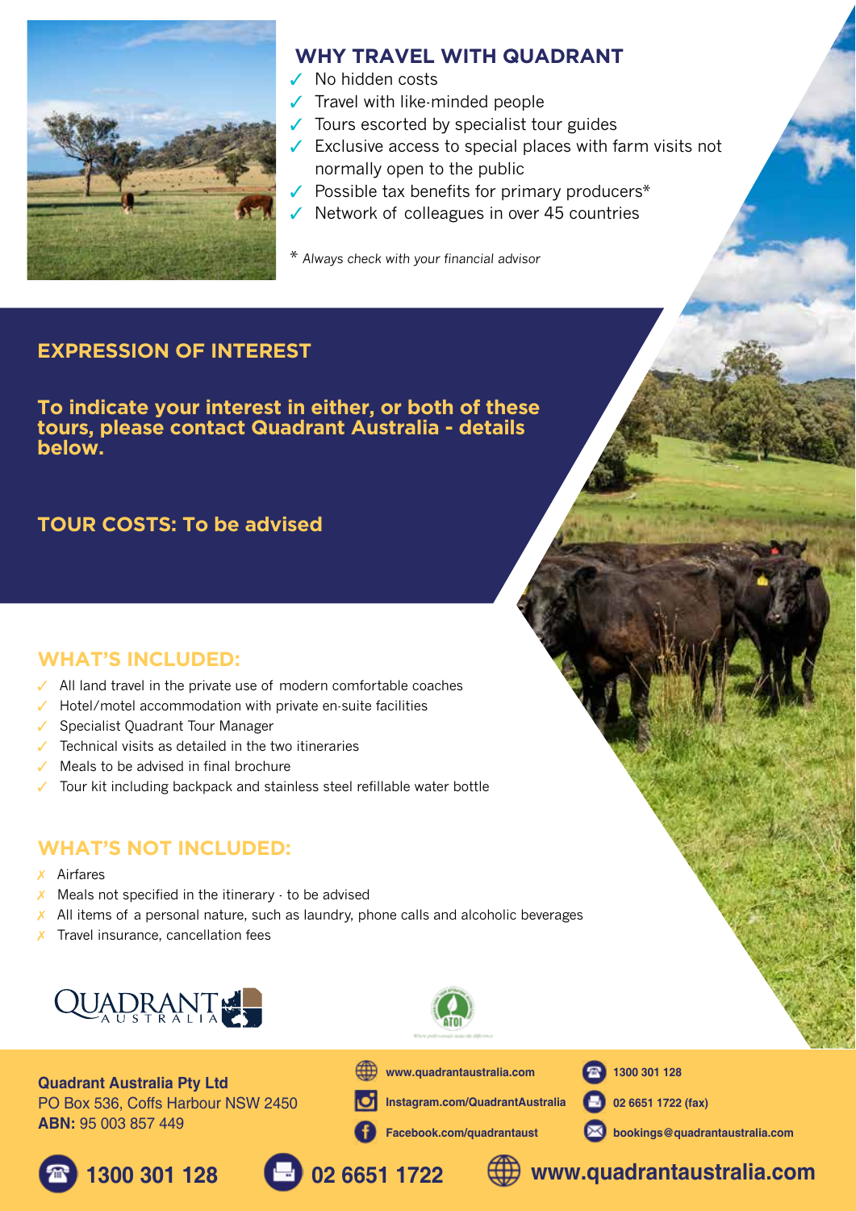## WHY TRAVEL WITH QUADRANT

- ✓ No hidden costs
- ✓ Travel with like-minded people
- ✓ Tours escorted by specialist tour guides
- ✓ Exclusive access to special places with farm visits not normally open to the public
- ✓ Possible tax benefits for primary producers*
- ✓ Network of colleagues in over 45 countries

* *Always check with your financial advisor*

## EXPRESSION OF INTEREST

**To indicate your interest in either, or both of these tours, please contact Quadrant Australia - details below.**

## TOUR COSTS: To be advised

## WHAT'S INCLUDED:

- ✓ All land travel in the private use of modern comfortable coaches
- ✓ Hotel/motel accommodation with private en-suite facilities
- ✓ Specialist Quadrant Tour Manager
- ✓ Technical visits as detailed in the two itineraries
- ✓ Meals to be advised in final brochure
- ✓ Tour kit including backpack and stainless steel refillable water bottle

## WHAT'S NOT INCLUDED:

- ✗ Airfares
- ✗ Meals not specified in the itinerary - to be advised
- ✗ All items of a personal nature, such as laundry, phone calls and alcoholic beverages
- ✗ Travel insurance, cancellation fees

QUADRANT AUSTRALIA

**Quadrant Australia Pty Ltd**
PO Box 536, Coffs Harbour NSW 2450
**ABN:** 95 003 857 449

www.quadrantaustralia.com
Instagram.com/QuadrantAustralia
Facebook.com/quadrantaust

1300 301 128
02 6651 1722 (fax)
bookings@quadrantaustralia.com

**1300 301 128** **02 6651 1722** **www.quadrantaustralia.com**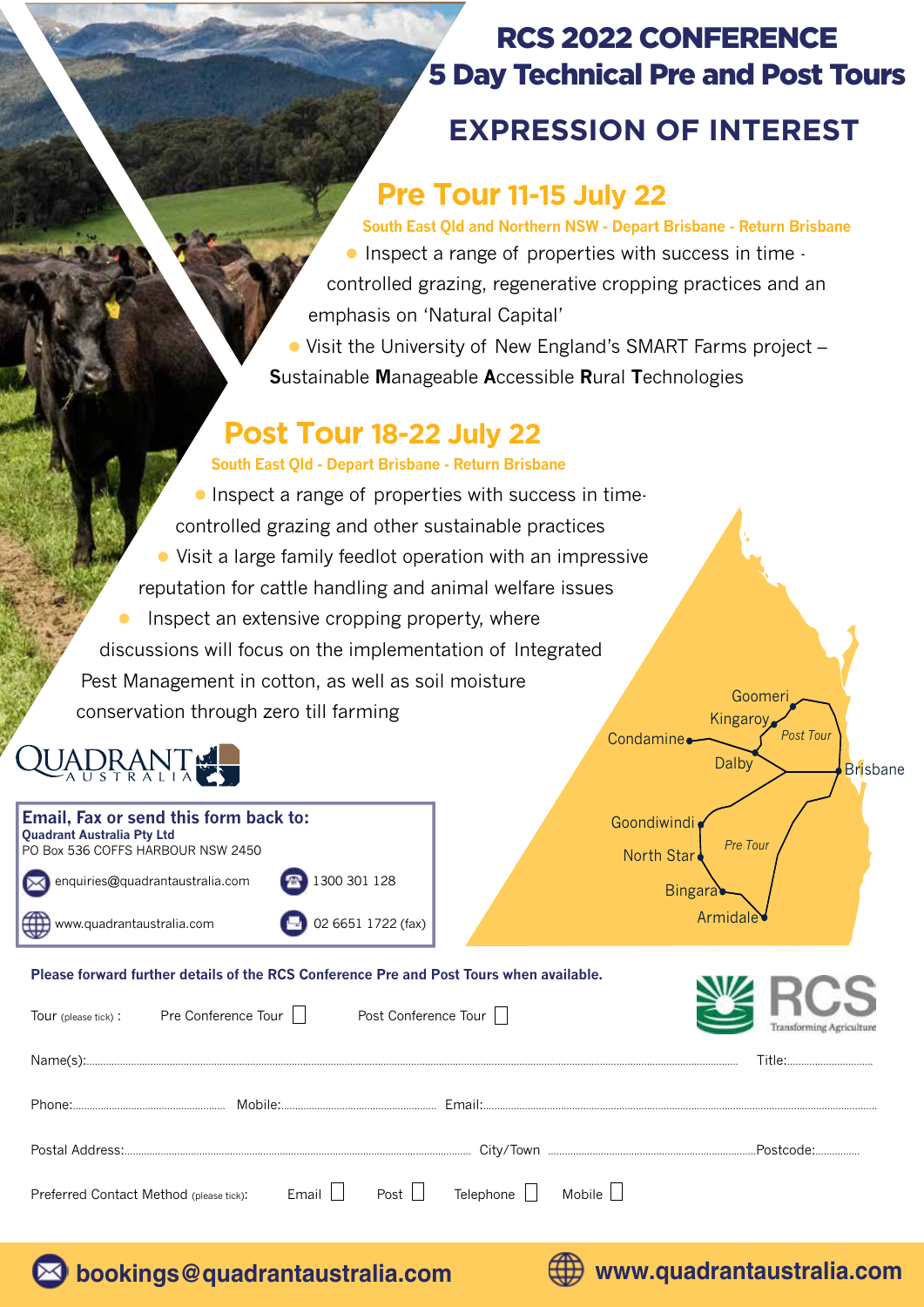# RCS 2022 CONFERENCE
# 5 Day Technical Pre and Post Tours

## EXPRESSION OF INTEREST

## Pre Tour 11-15 July 22

**South East Qld and Northern NSW - Depart Brisbane - Return Brisbane**

- Inspect a range of properties with success in time controlled grazing, regenerative cropping practices and an emphasis on 'Natural Capital'
- Visit the University of New England's SMART Farms project – **S**ustainable **M**anageable **A**ccessible **R**ural **T**echnologies

## Post Tour 18-22 July 22

**South East Qld - Depart Brisbane - Return Brisbane**

- Inspect a range of properties with success in time-controlled grazing and other sustainable practices
- Visit a large family feedlot operation with an impressive reputation for cattle handling and animal welfare issues
- Inspect an extensive cropping property, where discussions will focus on the implementation of Integrated Pest Management in cotton, as well as soil moisture conservation through zero till farming

Goomeri
Kingaroy
Post Tour
Condamine
Dalby
Brisbane
Goondiwindi
Pre Tour
North Star
Bingara
Armidale

QUADRANT AUSTRALIA

**Email, Fax or send this form back to:**
**Quadrant Australia Pty Ltd**
PO Box 536 COFFS HARBOUR NSW 2450

enquiries@quadrantaustralia.com
1300 301 128
www.quadrantaustralia.com
02 6651 1722 (fax)

**Please forward further details of the RCS Conference Pre and Post Tours when available.**

RCS Transforming Agriculture

Tour (please tick) : Pre Conference Tour ☐ Post Conference Tour ☐

Name(s):........................................ Title:....................

Phone:.................... Mobile:.................... Email:....................

Postal Address:.................... City/Town .................... Postcode:...............

Preferred Contact Method (please tick): Email ☐ Post ☐ Telephone ☐ Mobile ☐

**bookings@quadrantaustralia.com** **www.quadrantaustralia.com**